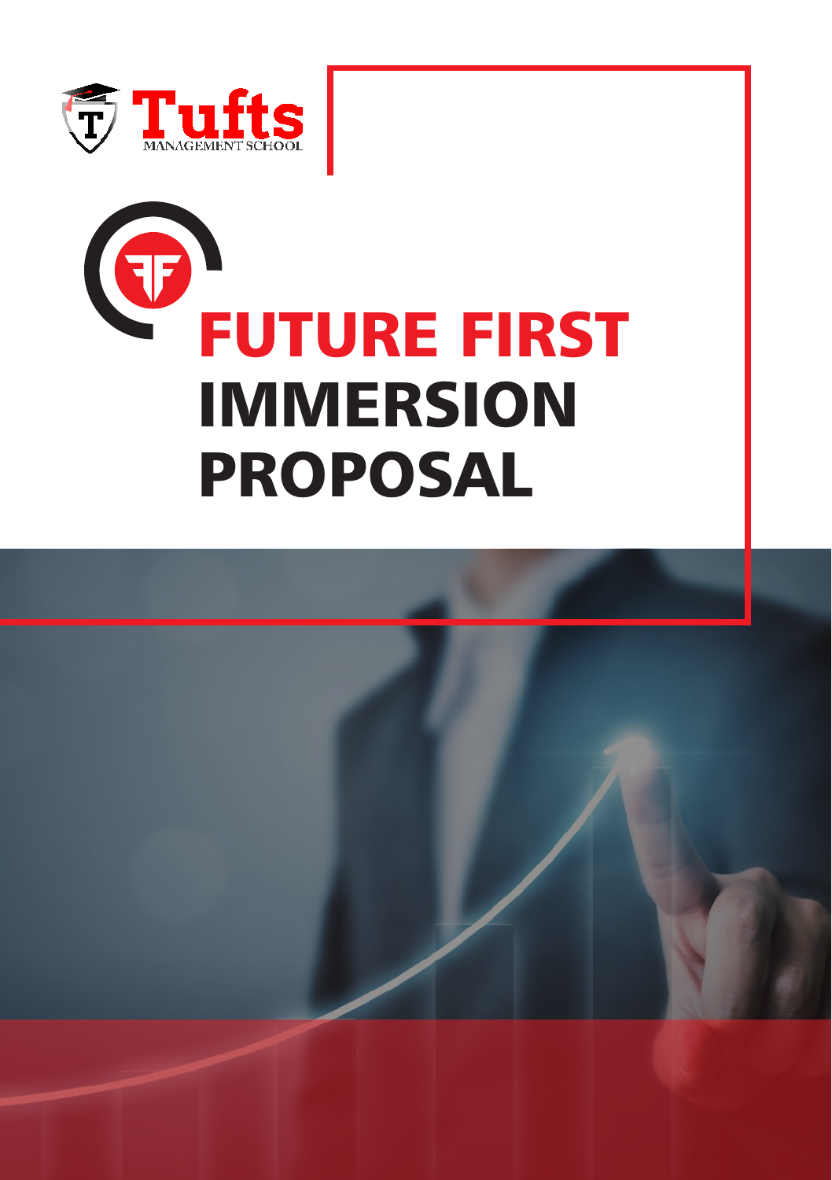Tufts

MANAGEMENT SCHOOL

# FUTURE FIRST IMMERSION PROPOSAL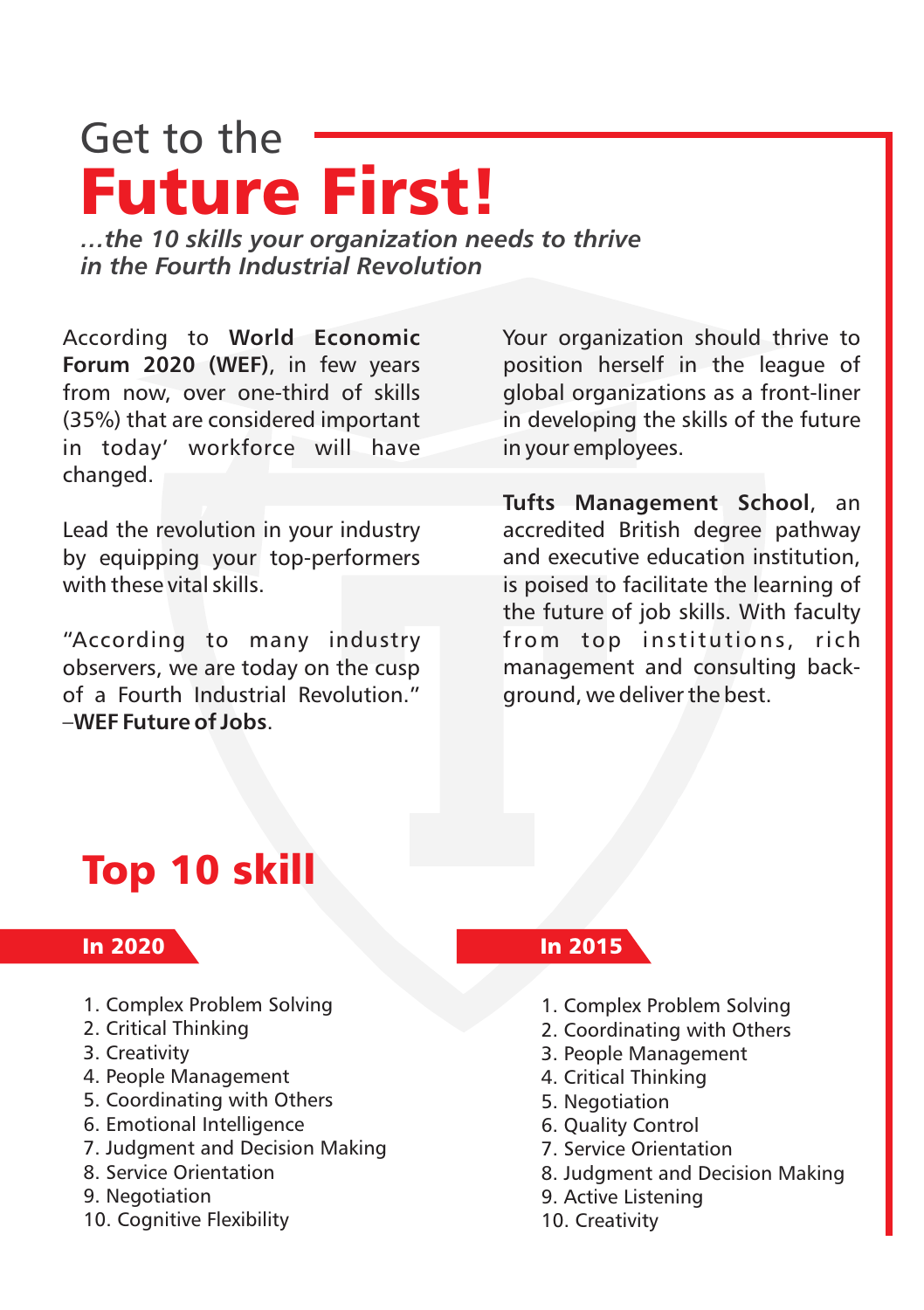# Get to the **Future First!**

***…the 10 skills your organization needs to thrive in the Fourth Industrial Revolution***

According to **World Economic Forum 2020 (WEF)**, in few years from now, over one-third of skills (35%) that are considered important in today' workforce will have changed.

Lead the revolution in your industry by equipping your top-performers with these vital skills.

"According to many industry observers, we are today on the cusp of a Fourth Industrial Revolution." –**WEF Future of Jobs**.

Your organization should thrive to position herself in the league of global organizations as a front-liner in developing the skills of the future in your employees.

**Tufts Management School**, an accredited British degree pathway and executive education institution, is poised to facilitate the learning of the future of job skills. With faculty from top institutions, rich management and consulting back-ground, we deliver the best.

## Top 10 skill

### In 2020

1. Complex Problem Solving
2. Critical Thinking
3. Creativity
4. People Management
5. Coordinating with Others
6. Emotional Intelligence
7. Judgment and Decision Making
8. Service Orientation
9. Negotiation
10. Cognitive Flexibility

### In 2015

1. Complex Problem Solving
2. Coordinating with Others
3. People Management
4. Critical Thinking
5. Negotiation
6. Quality Control
7. Service Orientation
8. Judgment and Decision Making
9. Active Listening
10. Creativity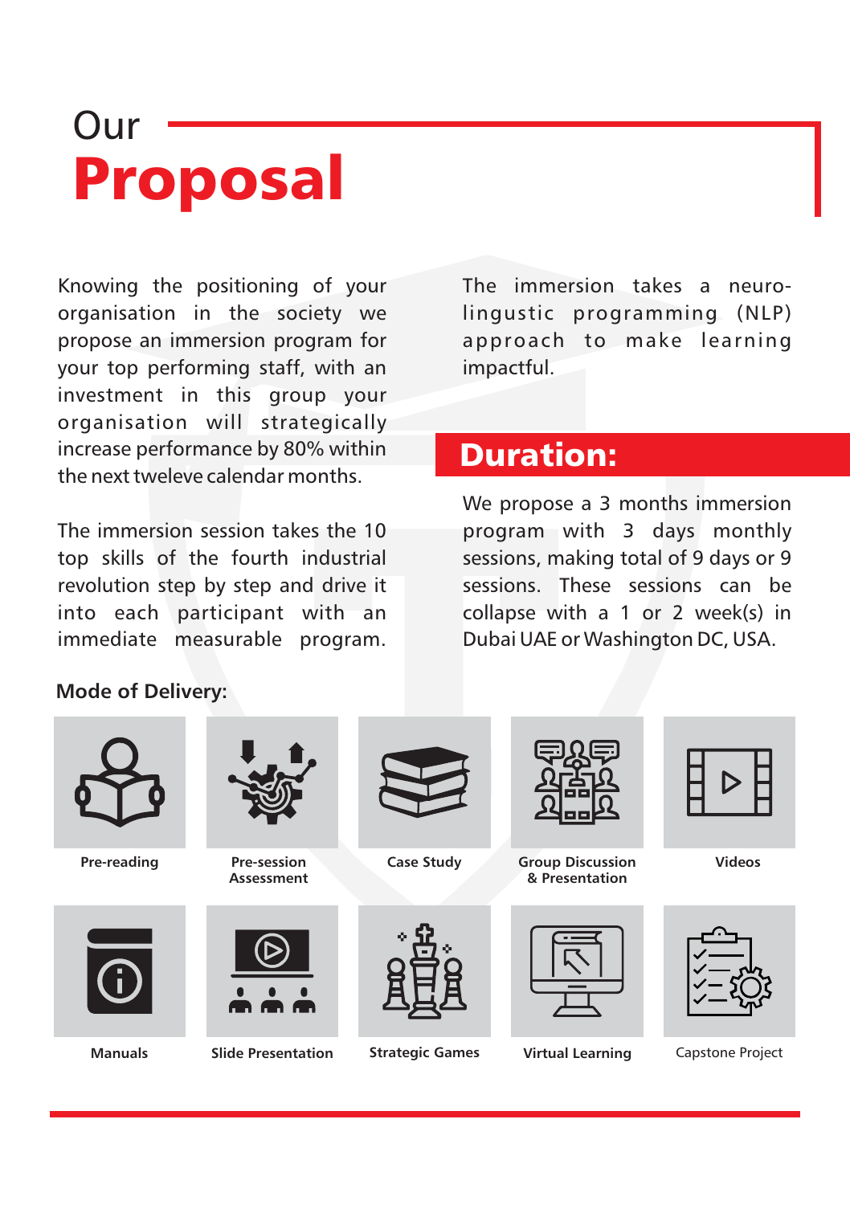# Our **Proposal**

Knowing the positioning of your organisation in the society we propose an immersion program for your top performing staff, with an investment in this group your organisation will strategically increase performance by 80% within the next tweleve calendar months.

The immersion session takes the 10 top skills of the fourth industrial revolution step by step and drive it into each participant with an immediate measurable program.

The immersion takes a neuro-lingustic programming (NLP) approach to make learning impactful.

## Duration:

We propose a 3 months immersion program with 3 days monthly sessions, making total of 9 days or 9 sessions. These sessions can be collapse with a 1 or 2 week(s) in Dubai UAE or Washington DC, USA.

### Mode of Delivery:

- Pre-reading
- Pre-session Assessment
- Case Study
- Group Discussion & Presentation
- Videos
- Manuals
- Slide Presentation
- Strategic Games
- Virtual Learning
- Capstone Project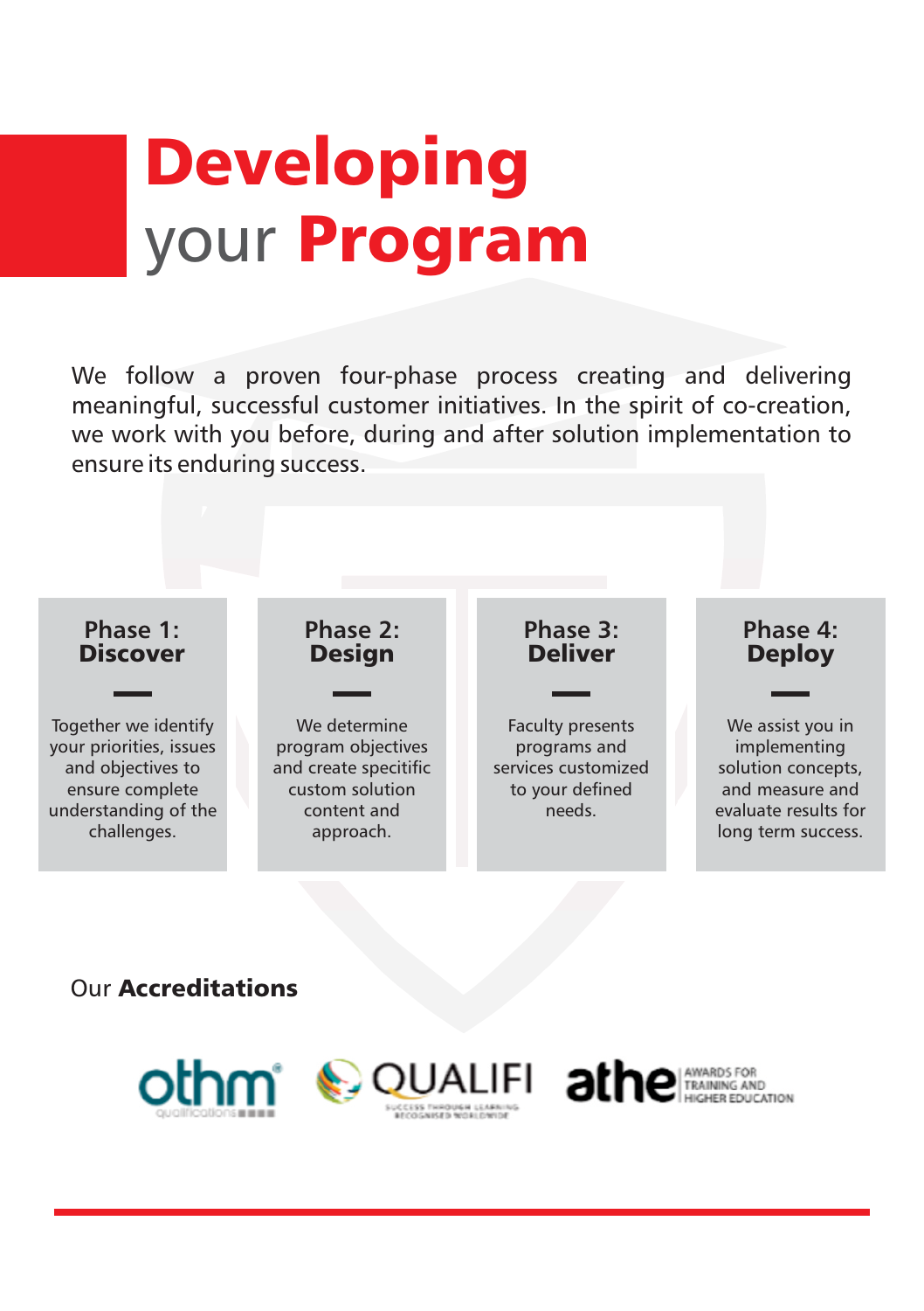# Developing your Program

We follow a proven four-phase process creating and delivering meaningful, successful customer initiatives. In the spirit of co-creation, we work with you before, during and after solution implementation to ensure its enduring success.

### Phase 1: Discover

Together we identify your priorities, issues and objectives to ensure complete understanding of the challenges.

### Phase 2: Design

We determine program objectives and create specitific custom solution content and approach.

### Phase 3: Deliver

Faculty presents programs and services customized to your defined needs.

### Phase 4: Deploy

We assist you in implementing solution concepts, and measure and evaluate results for long term success.

## Our **Accreditations**

othm qualifications

QUALIFI – SUCCESS THROUGH LEARNING RECOGNISED WORLDWIDE

athe – AWARDS FOR TRAINING AND HIGHER EDUCATION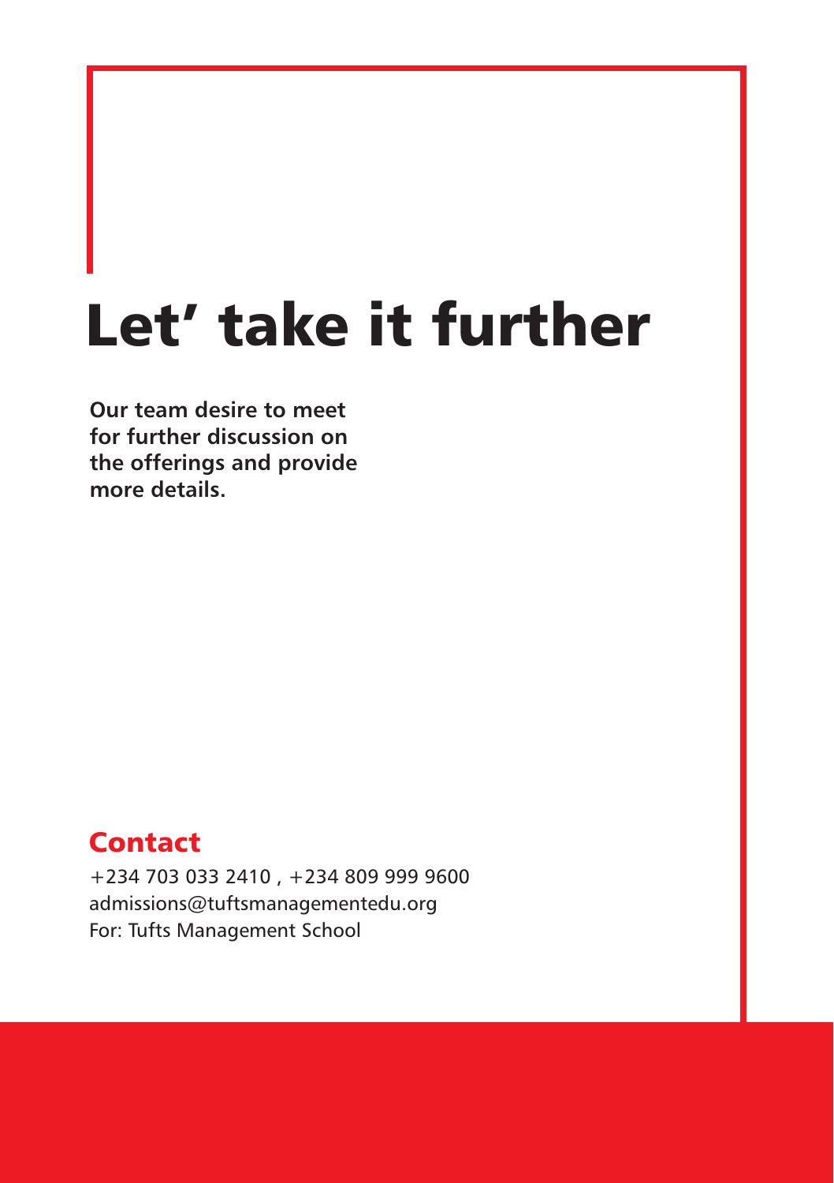# Let' take it further

**Our team desire to meet for further discussion on the offerings and provide more details.**

## Contact

+234 703 033 2410 , +234 809 999 9600
admissions@tuftsmanagementedu.org
For: Tufts Management School